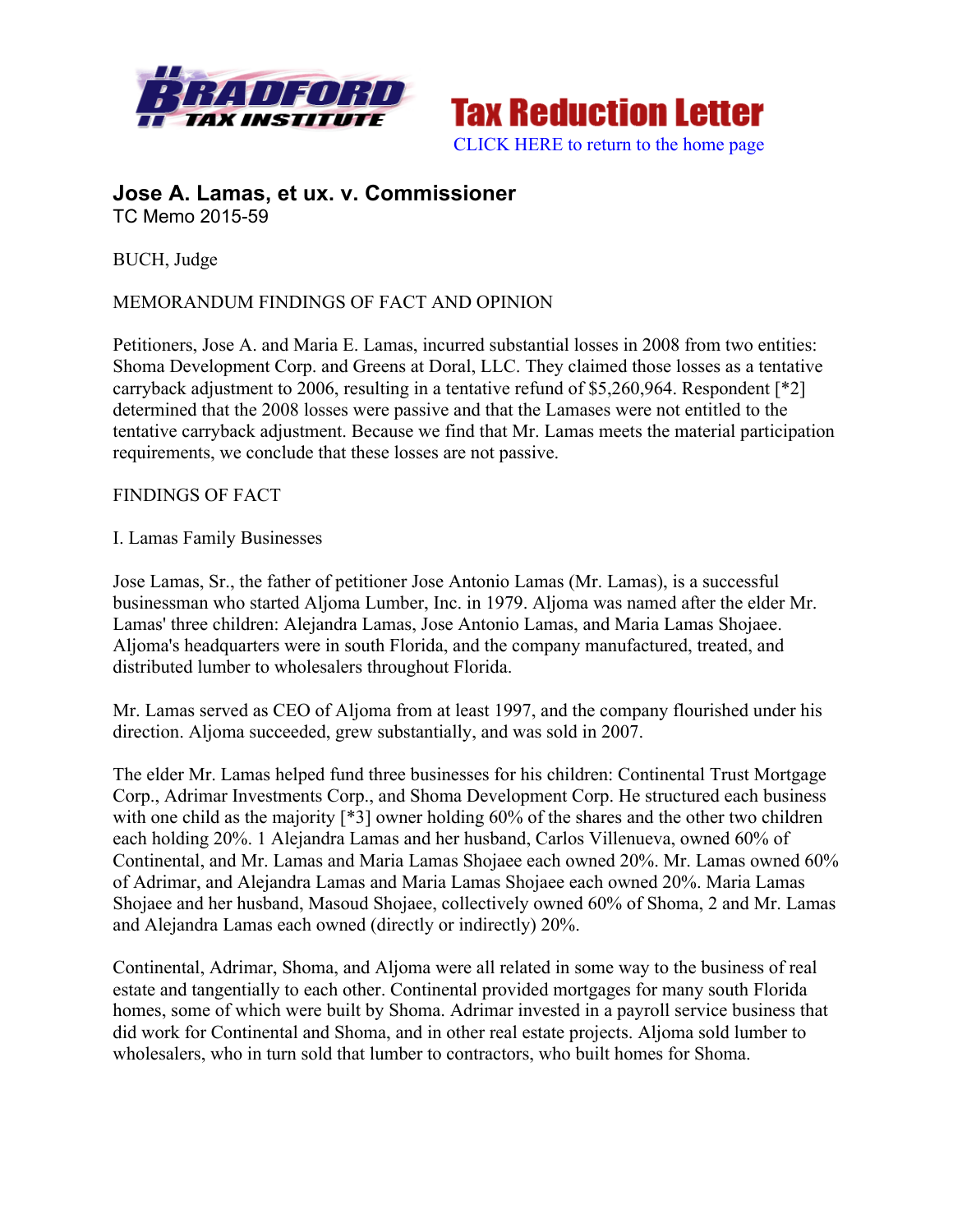Tax Reduction Letter

CLICK HERE to return to the home page

## Jose A. Lamas, et ux. v. Commissioner

TC Memo 2015-59

BUCH, Judge

MEMORANDUM FINDINGS OF FACT AND OPINION

Petitioners, Jose A. and Maria E. Lamas, incurred substantial losses in 2008 from two entities: Shoma Development Corp. and Greens at Doral, LLC. They claimed those losses as a tentative carryback adjustment to 2006, resulting in a tentative refund of $5,260,964. Respondent [*2] determined that the 2008 losses were passive and that the Lamases were not entitled to the tentative carryback adjustment. Because we find that Mr. Lamas meets the material participation requirements, we conclude that these losses are not passive.

FINDINGS OF FACT

I. Lamas Family Businesses

Jose Lamas, Sr., the father of petitioner Jose Antonio Lamas (Mr. Lamas), is a successful businessman who started Aljoma Lumber, Inc. in 1979. Aljoma was named after the elder Mr. Lamas' three children: Alejandra Lamas, Jose Antonio Lamas, and Maria Lamas Shojaee. Aljoma's headquarters were in south Florida, and the company manufactured, treated, and distributed lumber to wholesalers throughout Florida.

Mr. Lamas served as CEO of Aljoma from at least 1997, and the company flourished under his direction. Aljoma succeeded, grew substantially, and was sold in 2007.

The elder Mr. Lamas helped fund three businesses for his children: Continental Trust Mortgage Corp., Adrimar Investments Corp., and Shoma Development Corp. He structured each business with one child as the majority [*3] owner holding 60% of the shares and the other two children each holding 20%. 1 Alejandra Lamas and her husband, Carlos Villenueva, owned 60% of Continental, and Mr. Lamas and Maria Lamas Shojaee each owned 20%. Mr. Lamas owned 60% of Adrimar, and Alejandra Lamas and Maria Lamas Shojaee each owned 20%. Maria Lamas Shojaee and her husband, Masoud Shojaee, collectively owned 60% of Shoma, 2 and Mr. Lamas and Alejandra Lamas each owned (directly or indirectly) 20%.

Continental, Adrimar, Shoma, and Aljoma were all related in some way to the business of real estate and tangentially to each other. Continental provided mortgages for many south Florida homes, some of which were built by Shoma. Adrimar invested in a payroll service business that did work for Continental and Shoma, and in other real estate projects. Aljoma sold lumber to wholesalers, who in turn sold that lumber to contractors, who built homes for Shoma.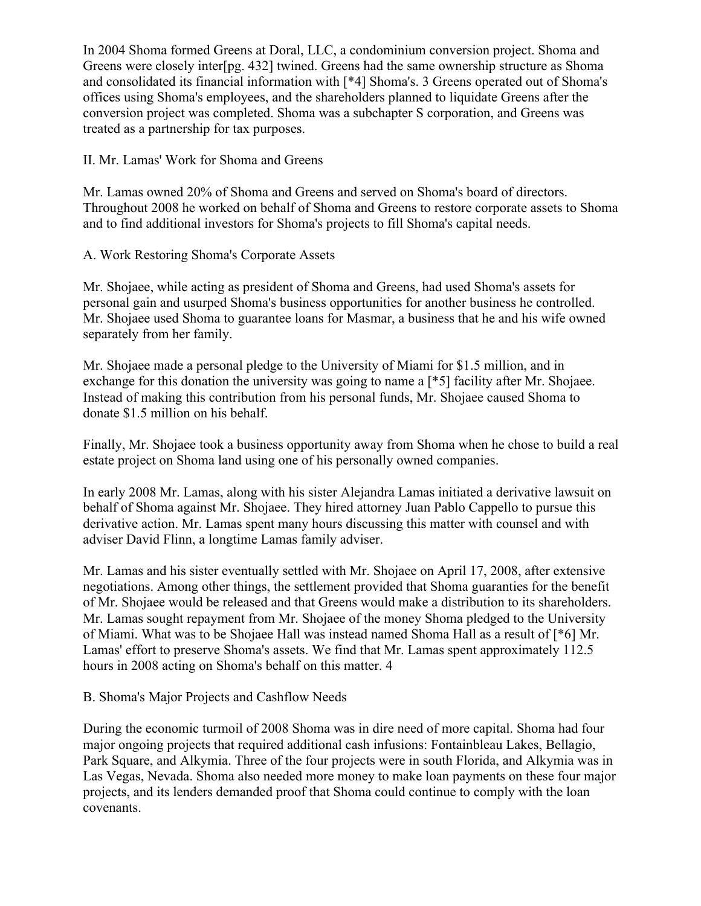In 2004 Shoma formed Greens at Doral, LLC, a condominium conversion project. Shoma and Greens were closely inter[pg. 432] twined. Greens had the same ownership structure as Shoma and consolidated its financial information with [*4] Shoma's. 3 Greens operated out of Shoma's offices using Shoma's employees, and the shareholders planned to liquidate Greens after the conversion project was completed. Shoma was a subchapter S corporation, and Greens was treated as a partnership for tax purposes.

## II. Mr. Lamas' Work for Shoma and Greens

Mr. Lamas owned 20% of Shoma and Greens and served on Shoma's board of directors. Throughout 2008 he worked on behalf of Shoma and Greens to restore corporate assets to Shoma and to find additional investors for Shoma's projects to fill Shoma's capital needs.

### A. Work Restoring Shoma's Corporate Assets

Mr. Shojaee, while acting as president of Shoma and Greens, had used Shoma's assets for personal gain and usurped Shoma's business opportunities for another business he controlled. Mr. Shojaee used Shoma to guarantee loans for Masmar, a business that he and his wife owned separately from her family.

Mr. Shojaee made a personal pledge to the University of Miami for $1.5 million, and in exchange for this donation the university was going to name a [*5] facility after Mr. Shojaee. Instead of making this contribution from his personal funds, Mr. Shojaee caused Shoma to donate $1.5 million on his behalf.

Finally, Mr. Shojaee took a business opportunity away from Shoma when he chose to build a real estate project on Shoma land using one of his personally owned companies.

In early 2008 Mr. Lamas, along with his sister Alejandra Lamas initiated a derivative lawsuit on behalf of Shoma against Mr. Shojaee. They hired attorney Juan Pablo Cappello to pursue this derivative action. Mr. Lamas spent many hours discussing this matter with counsel and with adviser David Flinn, a longtime Lamas family adviser.

Mr. Lamas and his sister eventually settled with Mr. Shojaee on April 17, 2008, after extensive negotiations. Among other things, the settlement provided that Shoma guaranties for the benefit of Mr. Shojaee would be released and that Greens would make a distribution to its shareholders. Mr. Lamas sought repayment from Mr. Shojaee of the money Shoma pledged to the University of Miami. What was to be Shojaee Hall was instead named Shoma Hall as a result of [*6] Mr. Lamas' effort to preserve Shoma's assets. We find that Mr. Lamas spent approximately 112.5 hours in 2008 acting on Shoma's behalf on this matter. 4

### B. Shoma's Major Projects and Cashflow Needs

During the economic turmoil of 2008 Shoma was in dire need of more capital. Shoma had four major ongoing projects that required additional cash infusions: Fontainbleau Lakes, Bellagio, Park Square, and Alkymia. Three of the four projects were in south Florida, and Alkymia was in Las Vegas, Nevada. Shoma also needed more money to make loan payments on these four major projects, and its lenders demanded proof that Shoma could continue to comply with the loan covenants.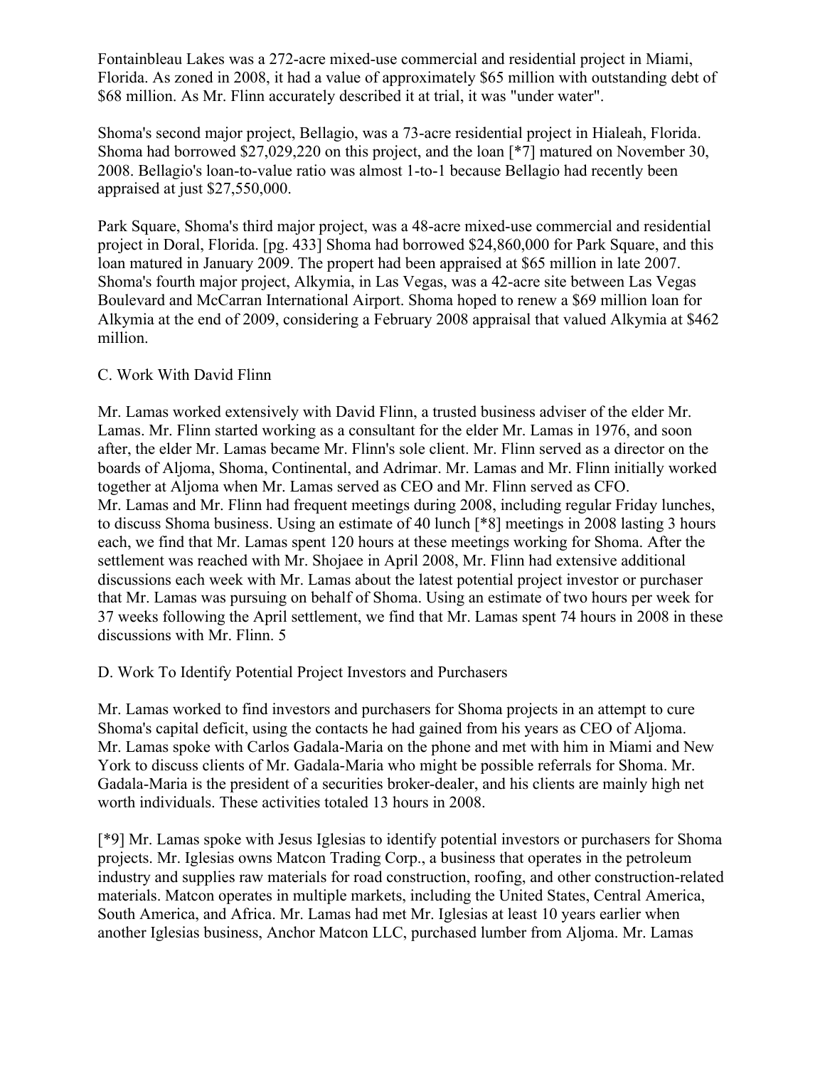Fontainbleau Lakes was a 272-acre mixed-use commercial and residential project in Miami, Florida. As zoned in 2008, it had a value of approximately $65 million with outstanding debt of $68 million. As Mr. Flinn accurately described it at trial, it was "under water".

Shoma's second major project, Bellagio, was a 73-acre residential project in Hialeah, Florida. Shoma had borrowed $27,029,220 on this project, and the loan [*7] matured on November 30, 2008. Bellagio's loan-to-value ratio was almost 1-to-1 because Bellagio had recently been appraised at just $27,550,000.

Park Square, Shoma's third major project, was a 48-acre mixed-use commercial and residential project in Doral, Florida. [pg. 433] Shoma had borrowed $24,860,000 for Park Square, and this loan matured in January 2009. The propert had been appraised at $65 million in late 2007. Shoma's fourth major project, Alkymia, in Las Vegas, was a 42-acre site between Las Vegas Boulevard and McCarran International Airport. Shoma hoped to renew a $69 million loan for Alkymia at the end of 2009, considering a February 2008 appraisal that valued Alkymia at $462 million.

C. Work With David Flinn

Mr. Lamas worked extensively with David Flinn, a trusted business adviser of the elder Mr. Lamas. Mr. Flinn started working as a consultant for the elder Mr. Lamas in 1976, and soon after, the elder Mr. Lamas became Mr. Flinn's sole client. Mr. Flinn served as a director on the boards of Aljoma, Shoma, Continental, and Adrimar. Mr. Lamas and Mr. Flinn initially worked together at Aljoma when Mr. Lamas served as CEO and Mr. Flinn served as CFO. Mr. Lamas and Mr. Flinn had frequent meetings during 2008, including regular Friday lunches, to discuss Shoma business. Using an estimate of 40 lunch [*8] meetings in 2008 lasting 3 hours each, we find that Mr. Lamas spent 120 hours at these meetings working for Shoma. After the settlement was reached with Mr. Shojaee in April 2008, Mr. Flinn had extensive additional discussions each week with Mr. Lamas about the latest potential project investor or purchaser that Mr. Lamas was pursuing on behalf of Shoma. Using an estimate of two hours per week for 37 weeks following the April settlement, we find that Mr. Lamas spent 74 hours in 2008 in these discussions with Mr. Flinn. 5

D. Work To Identify Potential Project Investors and Purchasers

Mr. Lamas worked to find investors and purchasers for Shoma projects in an attempt to cure Shoma's capital deficit, using the contacts he had gained from his years as CEO of Aljoma. Mr. Lamas spoke with Carlos Gadala-Maria on the phone and met with him in Miami and New York to discuss clients of Mr. Gadala-Maria who might be possible referrals for Shoma. Mr. Gadala-Maria is the president of a securities broker-dealer, and his clients are mainly high net worth individuals. These activities totaled 13 hours in 2008.

[*9] Mr. Lamas spoke with Jesus Iglesias to identify potential investors or purchasers for Shoma projects. Mr. Iglesias owns Matcon Trading Corp., a business that operates in the petroleum industry and supplies raw materials for road construction, roofing, and other construction-related materials. Matcon operates in multiple markets, including the United States, Central America, South America, and Africa. Mr. Lamas had met Mr. Iglesias at least 10 years earlier when another Iglesias business, Anchor Matcon LLC, purchased lumber from Aljoma. Mr. Lamas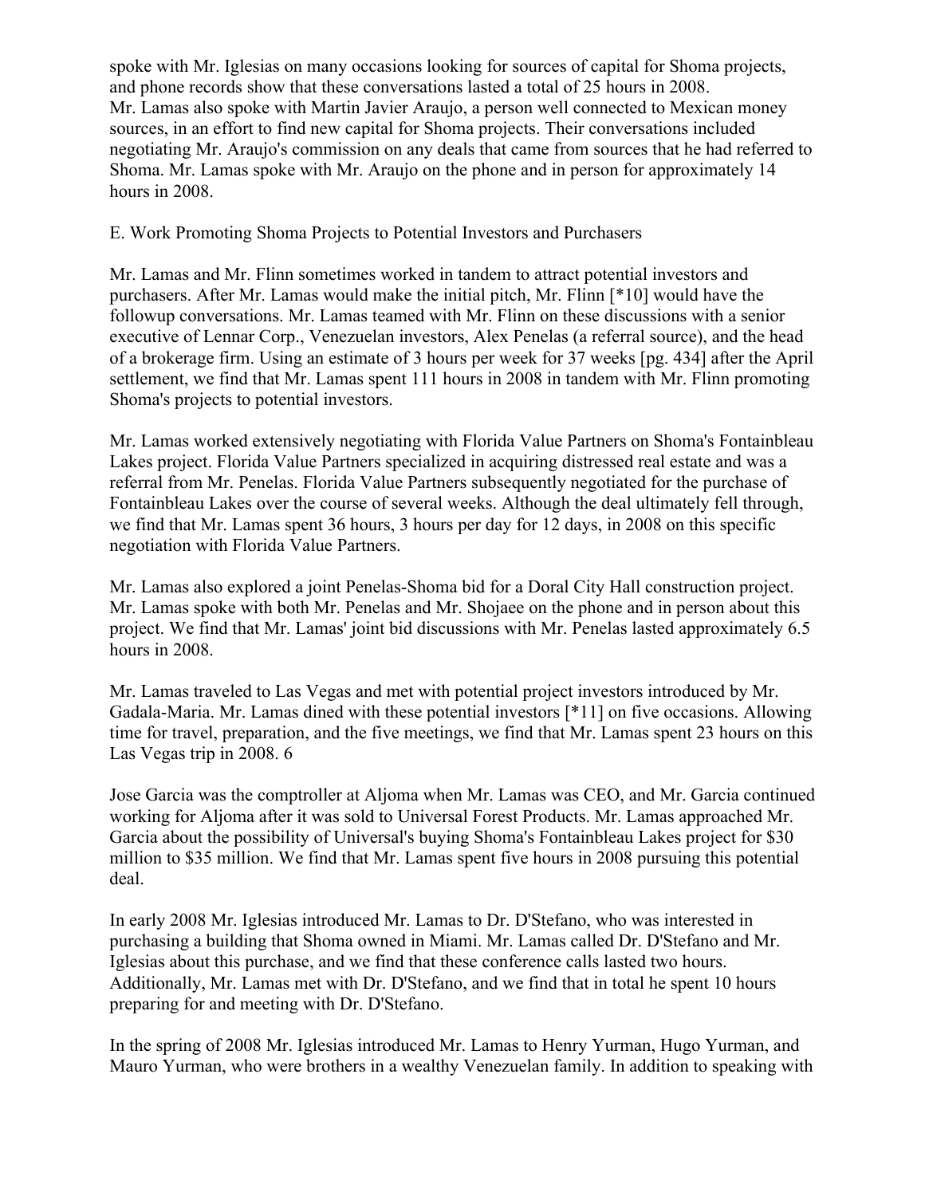spoke with Mr. Iglesias on many occasions looking for sources of capital for Shoma projects, and phone records show that these conversations lasted a total of 25 hours in 2008.
Mr. Lamas also spoke with Martin Javier Araujo, a person well connected to Mexican money sources, in an effort to find new capital for Shoma projects. Their conversations included negotiating Mr. Araujo's commission on any deals that came from sources that he had referred to Shoma. Mr. Lamas spoke with Mr. Araujo on the phone and in person for approximately 14 hours in 2008.

E. Work Promoting Shoma Projects to Potential Investors and Purchasers

Mr. Lamas and Mr. Flinn sometimes worked in tandem to attract potential investors and purchasers. After Mr. Lamas would make the initial pitch, Mr. Flinn [*10] would have the followup conversations. Mr. Lamas teamed with Mr. Flinn on these discussions with a senior executive of Lennar Corp., Venezuelan investors, Alex Penelas (a referral source), and the head of a brokerage firm. Using an estimate of 3 hours per week for 37 weeks [pg. 434] after the April settlement, we find that Mr. Lamas spent 111 hours in 2008 in tandem with Mr. Flinn promoting Shoma's projects to potential investors.

Mr. Lamas worked extensively negotiating with Florida Value Partners on Shoma's Fontainbleau Lakes project. Florida Value Partners specialized in acquiring distressed real estate and was a referral from Mr. Penelas. Florida Value Partners subsequently negotiated for the purchase of Fontainbleau Lakes over the course of several weeks. Although the deal ultimately fell through, we find that Mr. Lamas spent 36 hours, 3 hours per day for 12 days, in 2008 on this specific negotiation with Florida Value Partners.

Mr. Lamas also explored a joint Penelas-Shoma bid for a Doral City Hall construction project. Mr. Lamas spoke with both Mr. Penelas and Mr. Shojaee on the phone and in person about this project. We find that Mr. Lamas' joint bid discussions with Mr. Penelas lasted approximately 6.5 hours in 2008.

Mr. Lamas traveled to Las Vegas and met with potential project investors introduced by Mr. Gadala-Maria. Mr. Lamas dined with these potential investors [*11] on five occasions. Allowing time for travel, preparation, and the five meetings, we find that Mr. Lamas spent 23 hours on this Las Vegas trip in 2008. 6

Jose Garcia was the comptroller at Aljoma when Mr. Lamas was CEO, and Mr. Garcia continued working for Aljoma after it was sold to Universal Forest Products. Mr. Lamas approached Mr. Garcia about the possibility of Universal's buying Shoma's Fontainbleau Lakes project for $30 million to $35 million. We find that Mr. Lamas spent five hours in 2008 pursuing this potential deal.

In early 2008 Mr. Iglesias introduced Mr. Lamas to Dr. D'Stefano, who was interested in purchasing a building that Shoma owned in Miami. Mr. Lamas called Dr. D'Stefano and Mr. Iglesias about this purchase, and we find that these conference calls lasted two hours. Additionally, Mr. Lamas met with Dr. D'Stefano, and we find that in total he spent 10 hours preparing for and meeting with Dr. D'Stefano.

In the spring of 2008 Mr. Iglesias introduced Mr. Lamas to Henry Yurman, Hugo Yurman, and Mauro Yurman, who were brothers in a wealthy Venezuelan family. In addition to speaking with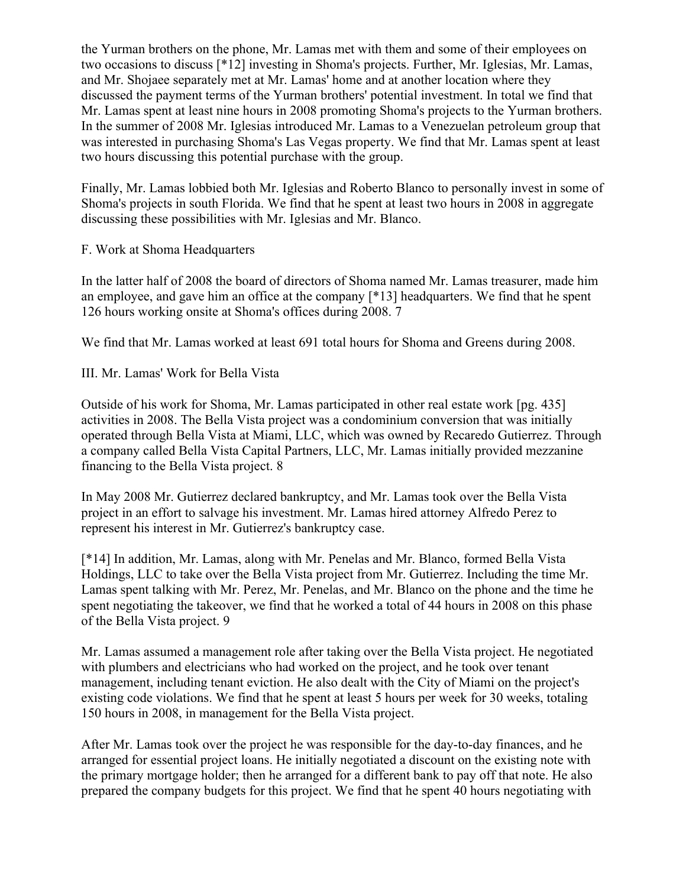the Yurman brothers on the phone, Mr. Lamas met with them and some of their employees on two occasions to discuss [*12] investing in Shoma's projects. Further, Mr. Iglesias, Mr. Lamas, and Mr. Shojaee separately met at Mr. Lamas' home and at another location where they discussed the payment terms of the Yurman brothers' potential investment. In total we find that Mr. Lamas spent at least nine hours in 2008 promoting Shoma's projects to the Yurman brothers. In the summer of 2008 Mr. Iglesias introduced Mr. Lamas to a Venezuelan petroleum group that was interested in purchasing Shoma's Las Vegas property. We find that Mr. Lamas spent at least two hours discussing this potential purchase with the group.

Finally, Mr. Lamas lobbied both Mr. Iglesias and Roberto Blanco to personally invest in some of Shoma's projects in south Florida. We find that he spent at least two hours in 2008 in aggregate discussing these possibilities with Mr. Iglesias and Mr. Blanco.

F. Work at Shoma Headquarters

In the latter half of 2008 the board of directors of Shoma named Mr. Lamas treasurer, made him an employee, and gave him an office at the company [*13] headquarters. We find that he spent 126 hours working onsite at Shoma's offices during 2008. 7

We find that Mr. Lamas worked at least 691 total hours for Shoma and Greens during 2008.

III. Mr. Lamas' Work for Bella Vista

Outside of his work for Shoma, Mr. Lamas participated in other real estate work [pg. 435] activities in 2008. The Bella Vista project was a condominium conversion that was initially operated through Bella Vista at Miami, LLC, which was owned by Recaredo Gutierrez. Through a company called Bella Vista Capital Partners, LLC, Mr. Lamas initially provided mezzanine financing to the Bella Vista project. 8

In May 2008 Mr. Gutierrez declared bankruptcy, and Mr. Lamas took over the Bella Vista project in an effort to salvage his investment. Mr. Lamas hired attorney Alfredo Perez to represent his interest in Mr. Gutierrez's bankruptcy case.

[*14] In addition, Mr. Lamas, along with Mr. Penelas and Mr. Blanco, formed Bella Vista Holdings, LLC to take over the Bella Vista project from Mr. Gutierrez. Including the time Mr. Lamas spent talking with Mr. Perez, Mr. Penelas, and Mr. Blanco on the phone and the time he spent negotiating the takeover, we find that he worked a total of 44 hours in 2008 on this phase of the Bella Vista project. 9

Mr. Lamas assumed a management role after taking over the Bella Vista project. He negotiated with plumbers and electricians who had worked on the project, and he took over tenant management, including tenant eviction. He also dealt with the City of Miami on the project's existing code violations. We find that he spent at least 5 hours per week for 30 weeks, totaling 150 hours in 2008, in management for the Bella Vista project.

After Mr. Lamas took over the project he was responsible for the day-to-day finances, and he arranged for essential project loans. He initially negotiated a discount on the existing note with the primary mortgage holder; then he arranged for a different bank to pay off that note. He also prepared the company budgets for this project. We find that he spent 40 hours negotiating with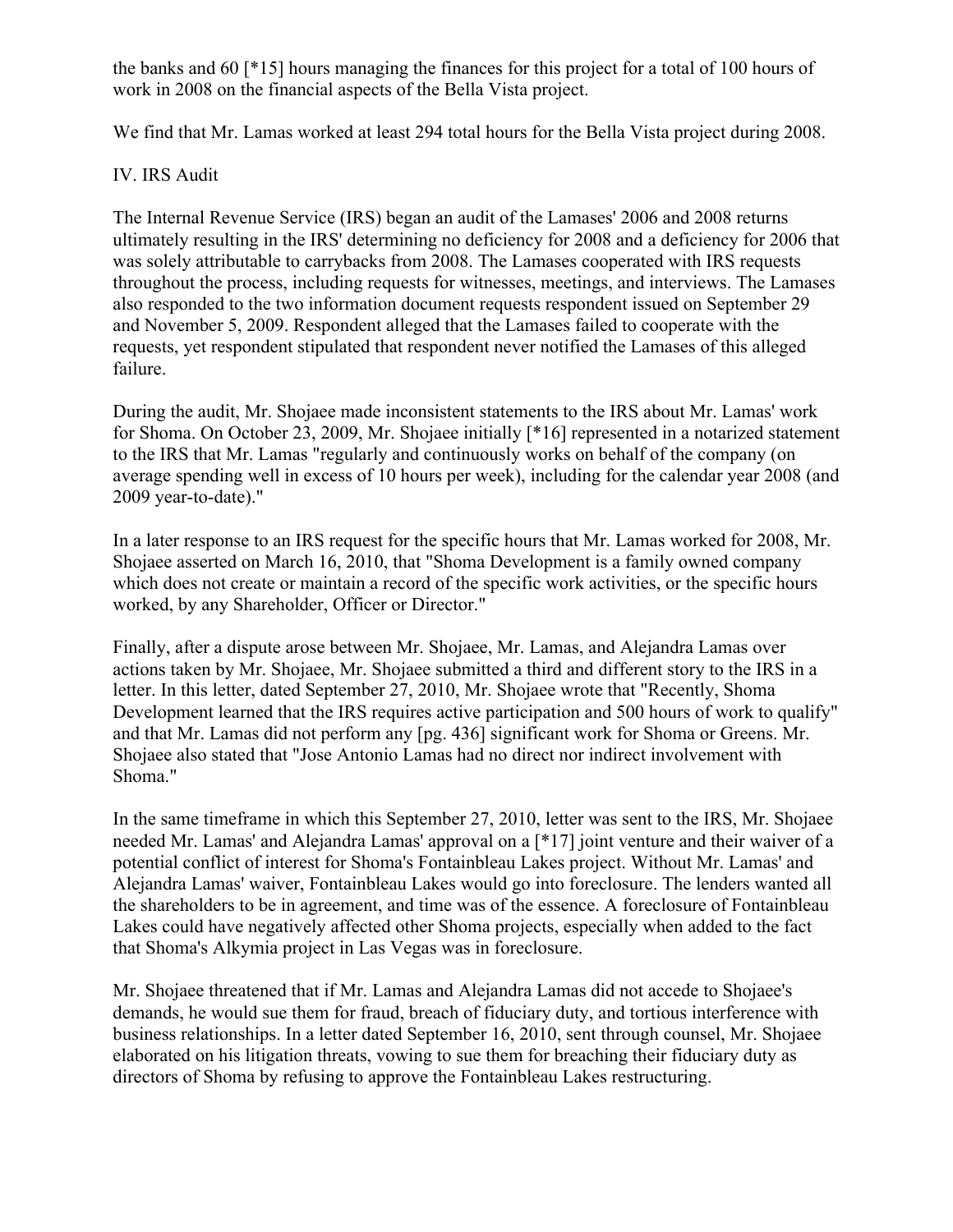the banks and 60 [*15] hours managing the finances for this project for a total of 100 hours of work in 2008 on the financial aspects of the Bella Vista project.

We find that Mr. Lamas worked at least 294 total hours for the Bella Vista project during 2008.

## IV. IRS Audit

The Internal Revenue Service (IRS) began an audit of the Lamases' 2006 and 2008 returns ultimately resulting in the IRS' determining no deficiency for 2008 and a deficiency for 2006 that was solely attributable to carrybacks from 2008. The Lamases cooperated with IRS requests throughout the process, including requests for witnesses, meetings, and interviews. The Lamases also responded to the two information document requests respondent issued on September 29 and November 5, 2009. Respondent alleged that the Lamases failed to cooperate with the requests, yet respondent stipulated that respondent never notified the Lamases of this alleged failure.

During the audit, Mr. Shojaee made inconsistent statements to the IRS about Mr. Lamas' work for Shoma. On October 23, 2009, Mr. Shojaee initially [*16] represented in a notarized statement to the IRS that Mr. Lamas "regularly and continuously works on behalf of the company (on average spending well in excess of 10 hours per week), including for the calendar year 2008 (and 2009 year-to-date)."

In a later response to an IRS request for the specific hours that Mr. Lamas worked for 2008, Mr. Shojaee asserted on March 16, 2010, that "Shoma Development is a family owned company which does not create or maintain a record of the specific work activities, or the specific hours worked, by any Shareholder, Officer or Director."

Finally, after a dispute arose between Mr. Shojaee, Mr. Lamas, and Alejandra Lamas over actions taken by Mr. Shojaee, Mr. Shojaee submitted a third and different story to the IRS in a letter. In this letter, dated September 27, 2010, Mr. Shojaee wrote that "Recently, Shoma Development learned that the IRS requires active participation and 500 hours of work to qualify" and that Mr. Lamas did not perform any [pg. 436] significant work for Shoma or Greens. Mr. Shojaee also stated that "Jose Antonio Lamas had no direct nor indirect involvement with Shoma."

In the same timeframe in which this September 27, 2010, letter was sent to the IRS, Mr. Shojaee needed Mr. Lamas' and Alejandra Lamas' approval on a [*17] joint venture and their waiver of a potential conflict of interest for Shoma's Fontainbleau Lakes project. Without Mr. Lamas' and Alejandra Lamas' waiver, Fontainbleau Lakes would go into foreclosure. The lenders wanted all the shareholders to be in agreement, and time was of the essence. A foreclosure of Fontainbleau Lakes could have negatively affected other Shoma projects, especially when added to the fact that Shoma's Alkymia project in Las Vegas was in foreclosure.

Mr. Shojaee threatened that if Mr. Lamas and Alejandra Lamas did not accede to Shojaee's demands, he would sue them for fraud, breach of fiduciary duty, and tortious interference with business relationships. In a letter dated September 16, 2010, sent through counsel, Mr. Shojaee elaborated on his litigation threats, vowing to sue them for breaching their fiduciary duty as directors of Shoma by refusing to approve the Fontainbleau Lakes restructuring.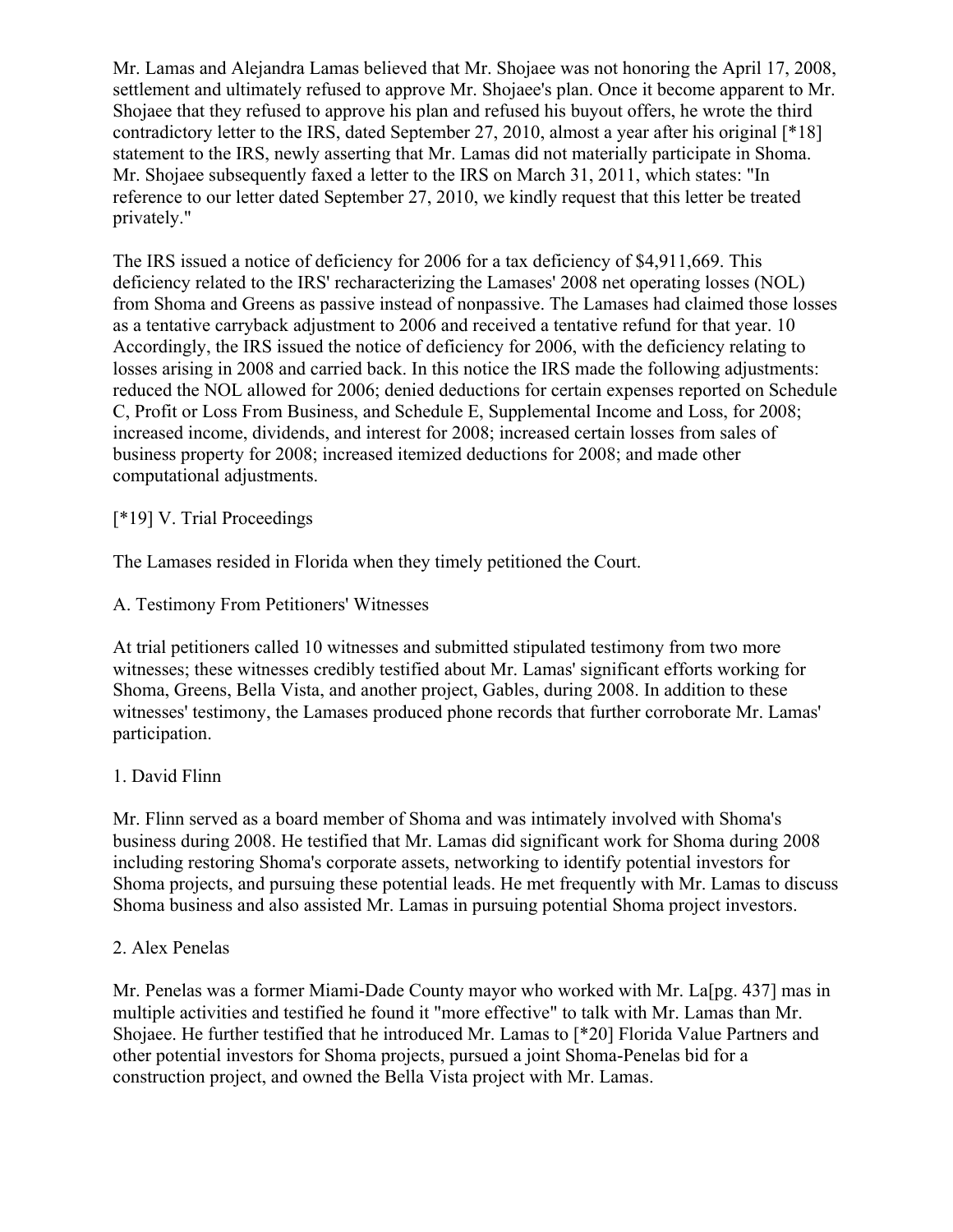Mr. Lamas and Alejandra Lamas believed that Mr. Shojaee was not honoring the April 17, 2008, settlement and ultimately refused to approve Mr. Shojaee's plan. Once it become apparent to Mr. Shojaee that they refused to approve his plan and refused his buyout offers, he wrote the third contradictory letter to the IRS, dated September 27, 2010, almost a year after his original [*18] statement to the IRS, newly asserting that Mr. Lamas did not materially participate in Shoma. Mr. Shojaee subsequently faxed a letter to the IRS on March 31, 2011, which states: "In reference to our letter dated September 27, 2010, we kindly request that this letter be treated privately."

The IRS issued a notice of deficiency for 2006 for a tax deficiency of $4,911,669. This deficiency related to the IRS' recharacterizing the Lamases' 2008 net operating losses (NOL) from Shoma and Greens as passive instead of nonpassive. The Lamases had claimed those losses as a tentative carryback adjustment to 2006 and received a tentative refund for that year. 10 Accordingly, the IRS issued the notice of deficiency for 2006, with the deficiency relating to losses arising in 2008 and carried back. In this notice the IRS made the following adjustments: reduced the NOL allowed for 2006; denied deductions for certain expenses reported on Schedule C, Profit or Loss From Business, and Schedule E, Supplemental Income and Loss, for 2008; increased income, dividends, and interest for 2008; increased certain losses from sales of business property for 2008; increased itemized deductions for 2008; and made other computational adjustments.

[*19] V. Trial Proceedings

The Lamases resided in Florida when they timely petitioned the Court.

A. Testimony From Petitioners' Witnesses

At trial petitioners called 10 witnesses and submitted stipulated testimony from two more witnesses; these witnesses credibly testified about Mr. Lamas' significant efforts working for Shoma, Greens, Bella Vista, and another project, Gables, during 2008. In addition to these witnesses' testimony, the Lamases produced phone records that further corroborate Mr. Lamas' participation.

1. David Flinn

Mr. Flinn served as a board member of Shoma and was intimately involved with Shoma's business during 2008. He testified that Mr. Lamas did significant work for Shoma during 2008 including restoring Shoma's corporate assets, networking to identify potential investors for Shoma projects, and pursuing these potential leads. He met frequently with Mr. Lamas to discuss Shoma business and also assisted Mr. Lamas in pursuing potential Shoma project investors.

2. Alex Penelas

Mr. Penelas was a former Miami-Dade County mayor who worked with Mr. La[pg. 437] mas in multiple activities and testified he found it "more effective" to talk with Mr. Lamas than Mr. Shojaee. He further testified that he introduced Mr. Lamas to [*20] Florida Value Partners and other potential investors for Shoma projects, pursued a joint Shoma-Penelas bid for a construction project, and owned the Bella Vista project with Mr. Lamas.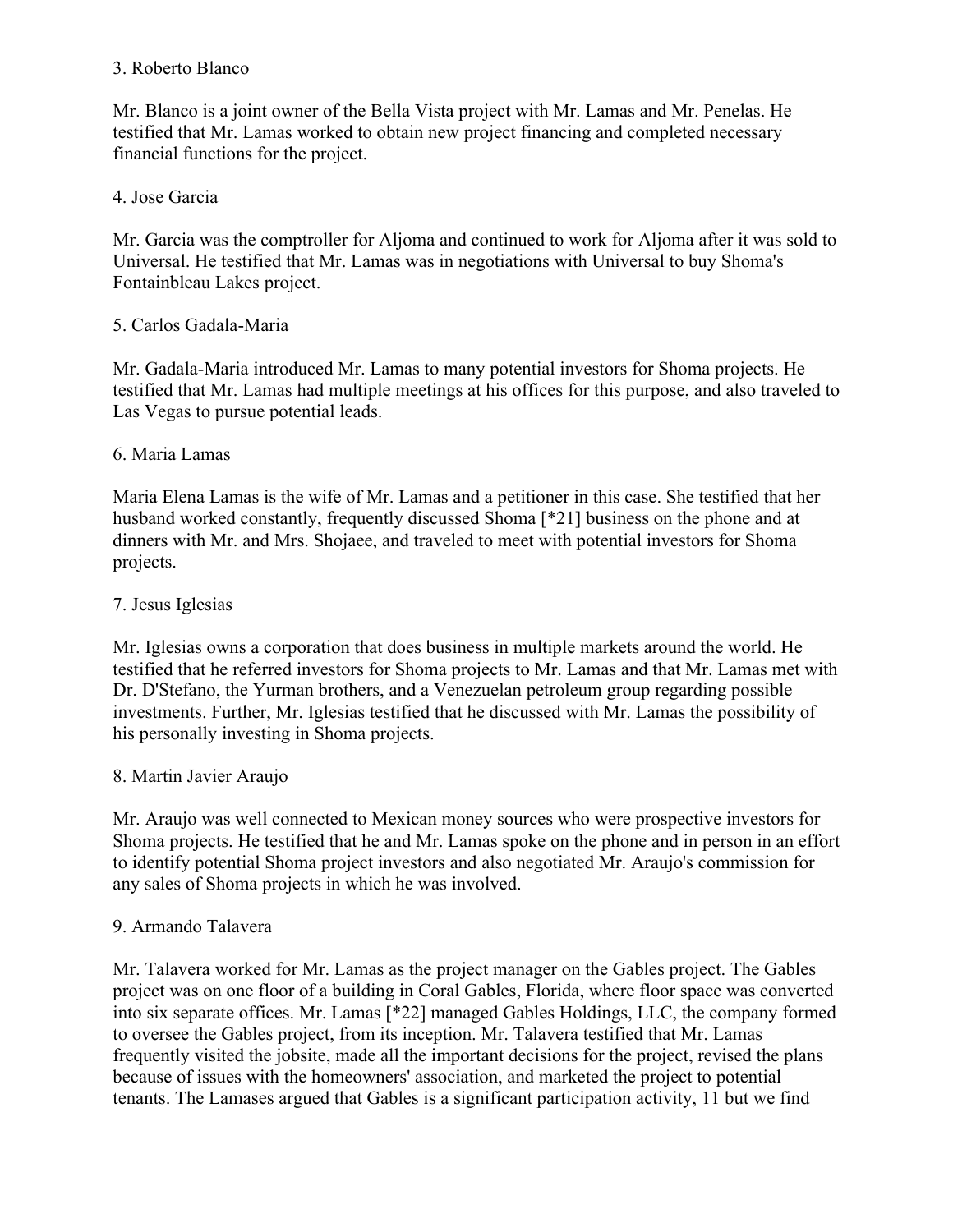3. Roberto Blanco

Mr. Blanco is a joint owner of the Bella Vista project with Mr. Lamas and Mr. Penelas. He testified that Mr. Lamas worked to obtain new project financing and completed necessary financial functions for the project.

4. Jose Garcia

Mr. Garcia was the comptroller for Aljoma and continued to work for Aljoma after it was sold to Universal. He testified that Mr. Lamas was in negotiations with Universal to buy Shoma's Fontainbleau Lakes project.

5. Carlos Gadala-Maria

Mr. Gadala-Maria introduced Mr. Lamas to many potential investors for Shoma projects. He testified that Mr. Lamas had multiple meetings at his offices for this purpose, and also traveled to Las Vegas to pursue potential leads.

6. Maria Lamas

Maria Elena Lamas is the wife of Mr. Lamas and a petitioner in this case. She testified that her husband worked constantly, frequently discussed Shoma [*21] business on the phone and at dinners with Mr. and Mrs. Shojaee, and traveled to meet with potential investors for Shoma projects.

7. Jesus Iglesias

Mr. Iglesias owns a corporation that does business in multiple markets around the world. He testified that he referred investors for Shoma projects to Mr. Lamas and that Mr. Lamas met with Dr. D'Stefano, the Yurman brothers, and a Venezuelan petroleum group regarding possible investments. Further, Mr. Iglesias testified that he discussed with Mr. Lamas the possibility of his personally investing in Shoma projects.

8. Martin Javier Araujo

Mr. Araujo was well connected to Mexican money sources who were prospective investors for Shoma projects. He testified that he and Mr. Lamas spoke on the phone and in person in an effort to identify potential Shoma project investors and also negotiated Mr. Araujo's commission for any sales of Shoma projects in which he was involved.

9. Armando Talavera

Mr. Talavera worked for Mr. Lamas as the project manager on the Gables project. The Gables project was on one floor of a building in Coral Gables, Florida, where floor space was converted into six separate offices. Mr. Lamas [*22] managed Gables Holdings, LLC, the company formed to oversee the Gables project, from its inception. Mr. Talavera testified that Mr. Lamas frequently visited the jobsite, made all the important decisions for the project, revised the plans because of issues with the homeowners' association, and marketed the project to potential tenants. The Lamases argued that Gables is a significant participation activity, 11 but we find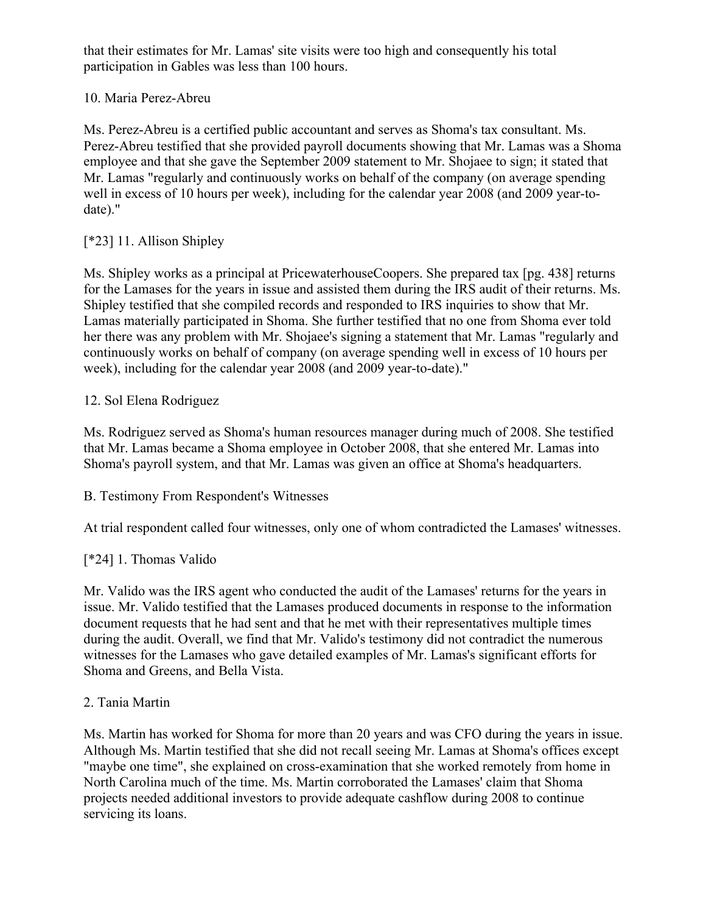that their estimates for Mr. Lamas' site visits were too high and consequently his total participation in Gables was less than 100 hours.

10. Maria Perez-Abreu

Ms. Perez-Abreu is a certified public accountant and serves as Shoma's tax consultant. Ms. Perez-Abreu testified that she provided payroll documents showing that Mr. Lamas was a Shoma employee and that she gave the September 2009 statement to Mr. Shojaee to sign; it stated that Mr. Lamas "regularly and continuously works on behalf of the company (on average spending well in excess of 10 hours per week), including for the calendar year 2008 (and 2009 year-to-date)."

[*23] 11. Allison Shipley

Ms. Shipley works as a principal at PricewaterhouseCoopers. She prepared tax [pg. 438] returns for the Lamases for the years in issue and assisted them during the IRS audit of their returns. Ms. Shipley testified that she compiled records and responded to IRS inquiries to show that Mr. Lamas materially participated in Shoma. She further testified that no one from Shoma ever told her there was any problem with Mr. Shojaee's signing a statement that Mr. Lamas "regularly and continuously works on behalf of company (on average spending well in excess of 10 hours per week), including for the calendar year 2008 (and 2009 year-to-date)."

12. Sol Elena Rodriguez

Ms. Rodriguez served as Shoma's human resources manager during much of 2008. She testified that Mr. Lamas became a Shoma employee in October 2008, that she entered Mr. Lamas into Shoma's payroll system, and that Mr. Lamas was given an office at Shoma's headquarters.

B. Testimony From Respondent's Witnesses

At trial respondent called four witnesses, only one of whom contradicted the Lamases' witnesses.

[*24] 1. Thomas Valido

Mr. Valido was the IRS agent who conducted the audit of the Lamases' returns for the years in issue. Mr. Valido testified that the Lamases produced documents in response to the information document requests that he had sent and that he met with their representatives multiple times during the audit. Overall, we find that Mr. Valido's testimony did not contradict the numerous witnesses for the Lamases who gave detailed examples of Mr. Lamas's significant efforts for Shoma and Greens, and Bella Vista.

2. Tania Martin

Ms. Martin has worked for Shoma for more than 20 years and was CFO during the years in issue. Although Ms. Martin testified that she did not recall seeing Mr. Lamas at Shoma's offices except "maybe one time", she explained on cross-examination that she worked remotely from home in North Carolina much of the time. Ms. Martin corroborated the Lamases' claim that Shoma projects needed additional investors to provide adequate cashflow during 2008 to continue servicing its loans.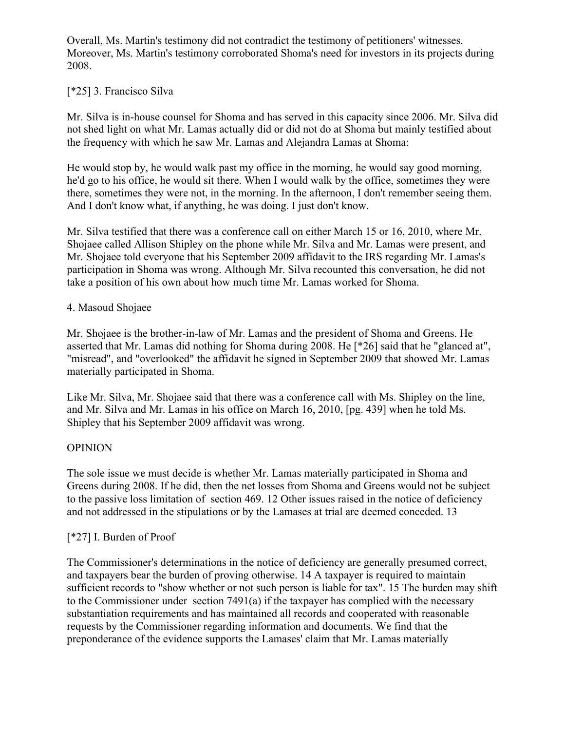Overall, Ms. Martin's testimony did not contradict the testimony of petitioners' witnesses. Moreover, Ms. Martin's testimony corroborated Shoma's need for investors in its projects during 2008.

[*25] 3. Francisco Silva

Mr. Silva is in-house counsel for Shoma and has served in this capacity since 2006. Mr. Silva did not shed light on what Mr. Lamas actually did or did not do at Shoma but mainly testified about the frequency with which he saw Mr. Lamas and Alejandra Lamas at Shoma:

He would stop by, he would walk past my office in the morning, he would say good morning, he'd go to his office, he would sit there. When I would walk by the office, sometimes they were there, sometimes they were not, in the morning. In the afternoon, I don't remember seeing them. And I don't know what, if anything, he was doing. I just don't know.

Mr. Silva testified that there was a conference call on either March 15 or 16, 2010, where Mr. Shojaee called Allison Shipley on the phone while Mr. Silva and Mr. Lamas were present, and Mr. Shojaee told everyone that his September 2009 affidavit to the IRS regarding Mr. Lamas's participation in Shoma was wrong. Although Mr. Silva recounted this conversation, he did not take a position of his own about how much time Mr. Lamas worked for Shoma.

4. Masoud Shojaee

Mr. Shojaee is the brother-in-law of Mr. Lamas and the president of Shoma and Greens. He asserted that Mr. Lamas did nothing for Shoma during 2008. He [*26] said that he "glanced at", "misread", and "overlooked" the affidavit he signed in September 2009 that showed Mr. Lamas materially participated in Shoma.

Like Mr. Silva, Mr. Shojaee said that there was a conference call with Ms. Shipley on the line, and Mr. Silva and Mr. Lamas in his office on March 16, 2010, [pg. 439] when he told Ms. Shipley that his September 2009 affidavit was wrong.

OPINION

The sole issue we must decide is whether Mr. Lamas materially participated in Shoma and Greens during 2008. If he did, then the net losses from Shoma and Greens would not be subject to the passive loss limitation of section 469. 12 Other issues raised in the notice of deficiency and not addressed in the stipulations or by the Lamases at trial are deemed conceded. 13

[*27] I. Burden of Proof

The Commissioner's determinations in the notice of deficiency are generally presumed correct, and taxpayers bear the burden of proving otherwise. 14 A taxpayer is required to maintain sufficient records to "show whether or not such person is liable for tax". 15 The burden may shift to the Commissioner under section 7491(a) if the taxpayer has complied with the necessary substantiation requirements and has maintained all records and cooperated with reasonable requests by the Commissioner regarding information and documents. We find that the preponderance of the evidence supports the Lamases' claim that Mr. Lamas materially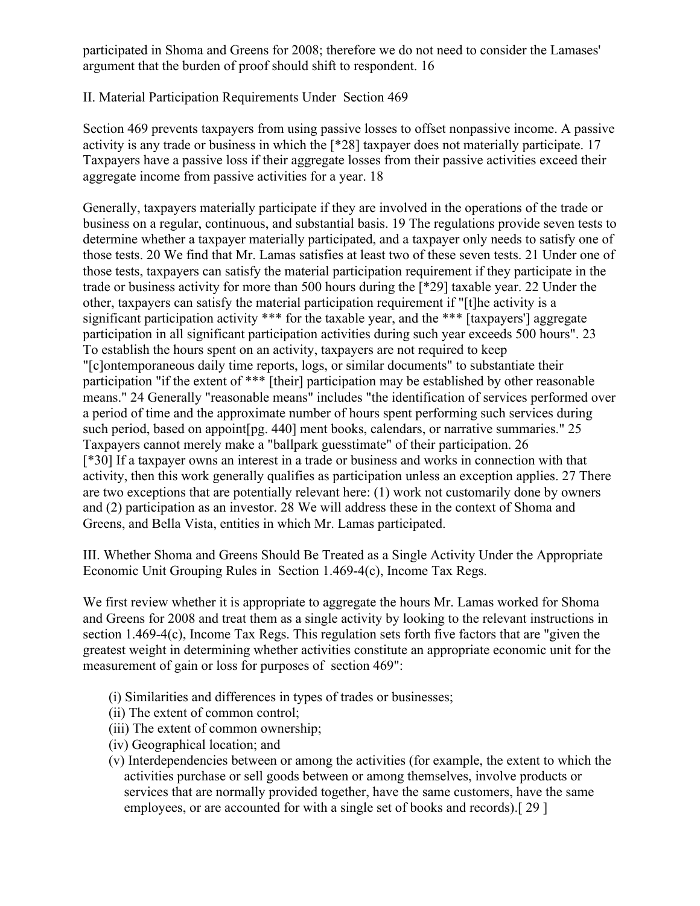participated in Shoma and Greens for 2008; therefore we do not need to consider the Lamases' argument that the burden of proof should shift to respondent. 16

## II. Material Participation Requirements Under Section 469

Section 469 prevents taxpayers from using passive losses to offset nonpassive income. A passive activity is any trade or business in which the [*28] taxpayer does not materially participate. 17 Taxpayers have a passive loss if their aggregate losses from their passive activities exceed their aggregate income from passive activities for a year. 18

Generally, taxpayers materially participate if they are involved in the operations of the trade or business on a regular, continuous, and substantial basis. 19 The regulations provide seven tests to determine whether a taxpayer materially participated, and a taxpayer only needs to satisfy one of those tests. 20 We find that Mr. Lamas satisfies at least two of these seven tests. 21 Under one of those tests, taxpayers can satisfy the material participation requirement if they participate in the trade or business activity for more than 500 hours during the [*29] taxable year. 22 Under the other, taxpayers can satisfy the material participation requirement if "[t]he activity is a significant participation activity *** for the taxable year, and the *** [taxpayers'] aggregate participation in all significant participation activities during such year exceeds 500 hours". 23 To establish the hours spent on an activity, taxpayers are not required to keep "[c]ontemporaneous daily time reports, logs, or similar documents" to substantiate their participation "if the extent of *** [their] participation may be established by other reasonable means." 24 Generally "reasonable means" includes "the identification of services performed over a period of time and the approximate number of hours spent performing such services during such period, based on appoint[pg. 440] ment books, calendars, or narrative summaries." 25 Taxpayers cannot merely make a "ballpark guesstimate" of their participation. 26
[*30] If a taxpayer owns an interest in a trade or business and works in connection with that activity, then this work generally qualifies as participation unless an exception applies. 27 There are two exceptions that are potentially relevant here: (1) work not customarily done by owners and (2) participation as an investor. 28 We will address these in the context of Shoma and Greens, and Bella Vista, entities in which Mr. Lamas participated.

## III. Whether Shoma and Greens Should Be Treated as a Single Activity Under the Appropriate Economic Unit Grouping Rules in Section 1.469-4(c), Income Tax Regs.

We first review whether it is appropriate to aggregate the hours Mr. Lamas worked for Shoma and Greens for 2008 and treat them as a single activity by looking to the relevant instructions in section 1.469-4(c), Income Tax Regs. This regulation sets forth five factors that are "given the greatest weight in determining whether activities constitute an appropriate economic unit for the measurement of gain or loss for purposes of section 469":

- (i) Similarities and differences in types of trades or businesses;
- (ii) The extent of common control;
- (iii) The extent of common ownership;
- (iv) Geographical location; and
- (v) Interdependencies between or among the activities (for example, the extent to which the activities purchase or sell goods between or among themselves, involve products or services that are normally provided together, have the same customers, have the same employees, or are accounted for with a single set of books and records).[ 29 ]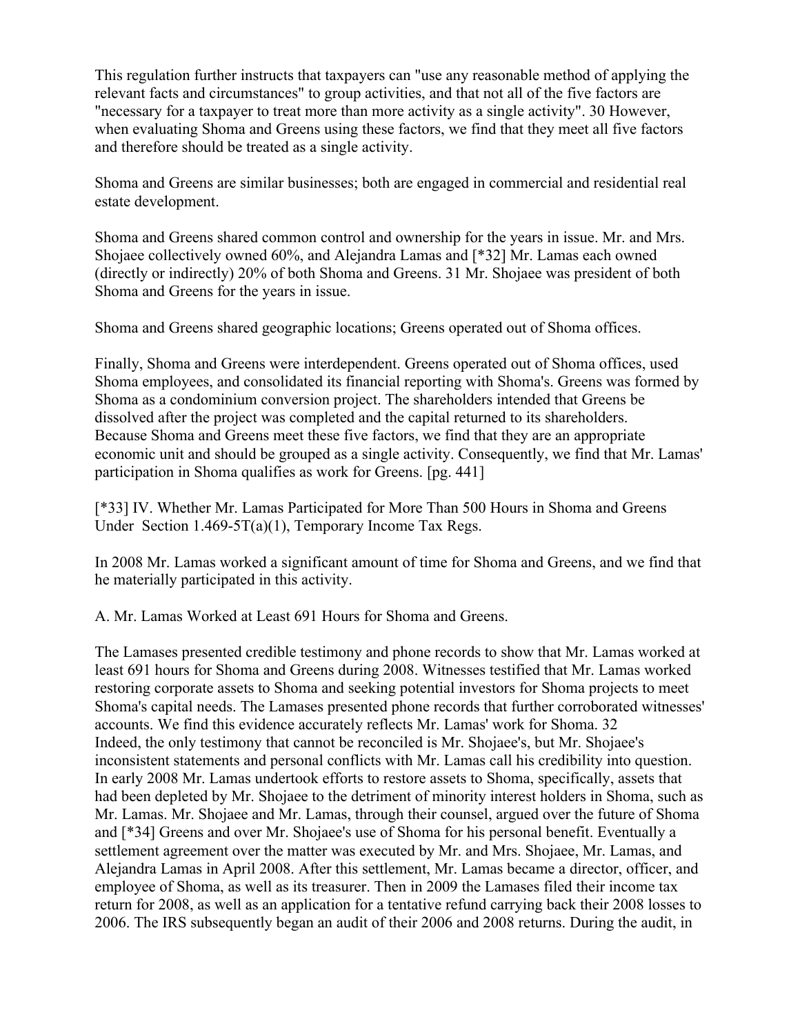This regulation further instructs that taxpayers can "use any reasonable method of applying the relevant facts and circumstances" to group activities, and that not all of the five factors are "necessary for a taxpayer to treat more than more activity as a single activity". 30 However, when evaluating Shoma and Greens using these factors, we find that they meet all five factors and therefore should be treated as a single activity.

Shoma and Greens are similar businesses; both are engaged in commercial and residential real estate development.

Shoma and Greens shared common control and ownership for the years in issue. Mr. and Mrs. Shojaee collectively owned 60%, and Alejandra Lamas and [*32] Mr. Lamas each owned (directly or indirectly) 20% of both Shoma and Greens. 31 Mr. Shojaee was president of both Shoma and Greens for the years in issue.

Shoma and Greens shared geographic locations; Greens operated out of Shoma offices.

Finally, Shoma and Greens were interdependent. Greens operated out of Shoma offices, used Shoma employees, and consolidated its financial reporting with Shoma's. Greens was formed by Shoma as a condominium conversion project. The shareholders intended that Greens be dissolved after the project was completed and the capital returned to its shareholders. Because Shoma and Greens meet these five factors, we find that they are an appropriate economic unit and should be grouped as a single activity. Consequently, we find that Mr. Lamas' participation in Shoma qualifies as work for Greens. [pg. 441]

[*33] IV. Whether Mr. Lamas Participated for More Than 500 Hours in Shoma and Greens Under Section 1.469-5T(a)(1), Temporary Income Tax Regs.

In 2008 Mr. Lamas worked a significant amount of time for Shoma and Greens, and we find that he materially participated in this activity.

A. Mr. Lamas Worked at Least 691 Hours for Shoma and Greens.

The Lamases presented credible testimony and phone records to show that Mr. Lamas worked at least 691 hours for Shoma and Greens during 2008. Witnesses testified that Mr. Lamas worked restoring corporate assets to Shoma and seeking potential investors for Shoma projects to meet Shoma's capital needs. The Lamases presented phone records that further corroborated witnesses' accounts. We find this evidence accurately reflects Mr. Lamas' work for Shoma. 32

Indeed, the only testimony that cannot be reconciled is Mr. Shojaee's, but Mr. Shojaee's inconsistent statements and personal conflicts with Mr. Lamas call his credibility into question. In early 2008 Mr. Lamas undertook efforts to restore assets to Shoma, specifically, assets that had been depleted by Mr. Shojaee to the detriment of minority interest holders in Shoma, such as Mr. Lamas. Mr. Shojaee and Mr. Lamas, through their counsel, argued over the future of Shoma and [*34] Greens and over Mr. Shojaee's use of Shoma for his personal benefit. Eventually a settlement agreement over the matter was executed by Mr. and Mrs. Shojaee, Mr. Lamas, and Alejandra Lamas in April 2008. After this settlement, Mr. Lamas became a director, officer, and employee of Shoma, as well as its treasurer. Then in 2009 the Lamases filed their income tax return for 2008, as well as an application for a tentative refund carrying back their 2008 losses to 2006. The IRS subsequently began an audit of their 2006 and 2008 returns. During the audit, in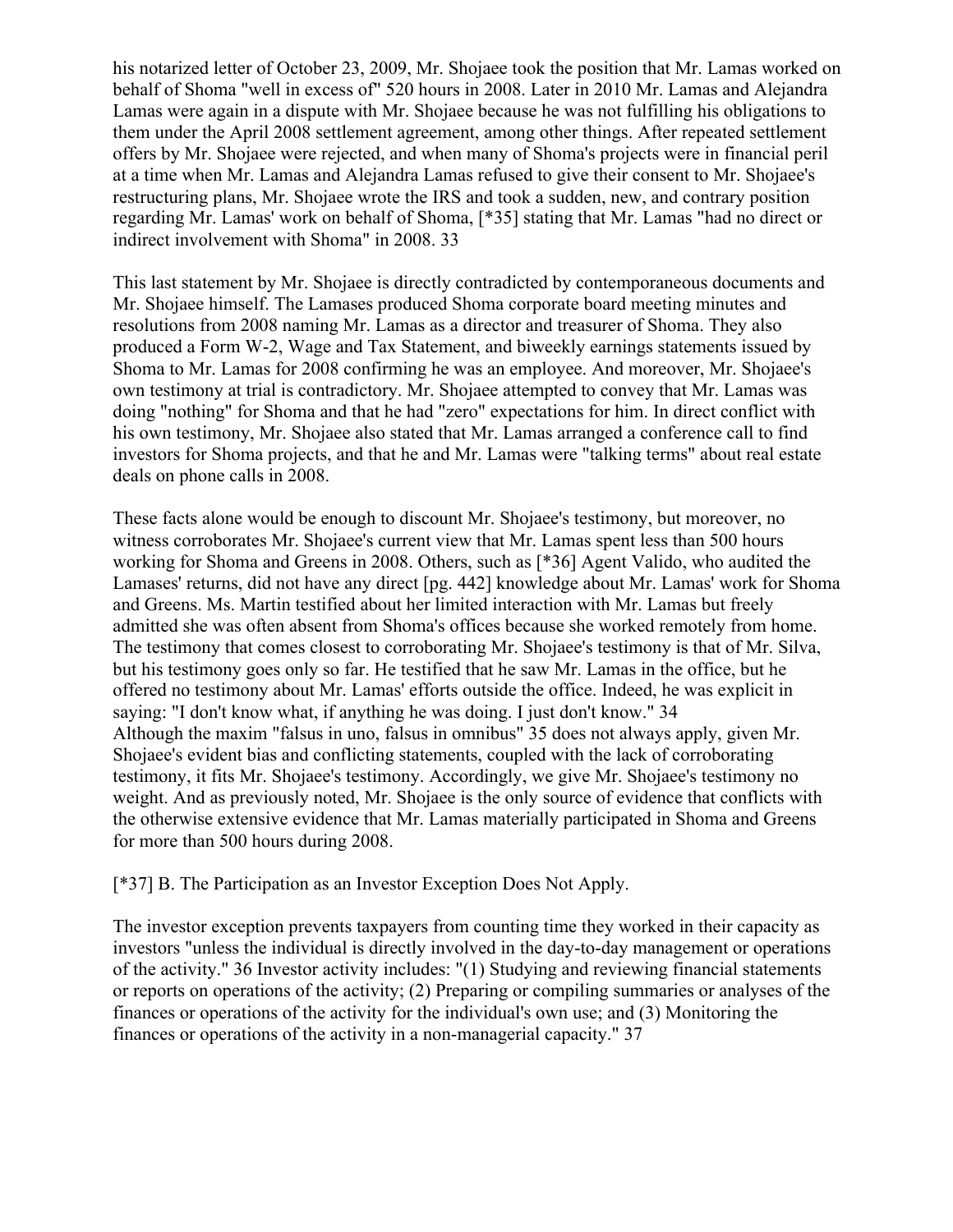his notarized letter of October 23, 2009, Mr. Shojaee took the position that Mr. Lamas worked on behalf of Shoma "well in excess of" 520 hours in 2008. Later in 2010 Mr. Lamas and Alejandra Lamas were again in a dispute with Mr. Shojaee because he was not fulfilling his obligations to them under the April 2008 settlement agreement, among other things. After repeated settlement offers by Mr. Shojaee were rejected, and when many of Shoma's projects were in financial peril at a time when Mr. Lamas and Alejandra Lamas refused to give their consent to Mr. Shojaee's restructuring plans, Mr. Shojaee wrote the IRS and took a sudden, new, and contrary position regarding Mr. Lamas' work on behalf of Shoma, [*35] stating that Mr. Lamas "had no direct or indirect involvement with Shoma" in 2008. 33

This last statement by Mr. Shojaee is directly contradicted by contemporaneous documents and Mr. Shojaee himself. The Lamases produced Shoma corporate board meeting minutes and resolutions from 2008 naming Mr. Lamas as a director and treasurer of Shoma. They also produced a Form W-2, Wage and Tax Statement, and biweekly earnings statements issued by Shoma to Mr. Lamas for 2008 confirming he was an employee. And moreover, Mr. Shojaee's own testimony at trial is contradictory. Mr. Shojaee attempted to convey that Mr. Lamas was doing "nothing" for Shoma and that he had "zero" expectations for him. In direct conflict with his own testimony, Mr. Shojaee also stated that Mr. Lamas arranged a conference call to find investors for Shoma projects, and that he and Mr. Lamas were "talking terms" about real estate deals on phone calls in 2008.

These facts alone would be enough to discount Mr. Shojaee's testimony, but moreover, no witness corroborates Mr. Shojaee's current view that Mr. Lamas spent less than 500 hours working for Shoma and Greens in 2008. Others, such as [*36] Agent Valido, who audited the Lamases' returns, did not have any direct [pg. 442] knowledge about Mr. Lamas' work for Shoma and Greens. Ms. Martin testified about her limited interaction with Mr. Lamas but freely admitted she was often absent from Shoma's offices because she worked remotely from home. The testimony that comes closest to corroborating Mr. Shojaee's testimony is that of Mr. Silva, but his testimony goes only so far. He testified that he saw Mr. Lamas in the office, but he offered no testimony about Mr. Lamas' efforts outside the office. Indeed, he was explicit in saying: "I don't know what, if anything he was doing. I just don't know." 34

Although the maxim "falsus in uno, falsus in omnibus" 35 does not always apply, given Mr. Shojaee's evident bias and conflicting statements, coupled with the lack of corroborating testimony, it fits Mr. Shojaee's testimony. Accordingly, we give Mr. Shojaee's testimony no weight. And as previously noted, Mr. Shojaee is the only source of evidence that conflicts with the otherwise extensive evidence that Mr. Lamas materially participated in Shoma and Greens for more than 500 hours during 2008.

[*37] B. The Participation as an Investor Exception Does Not Apply.

The investor exception prevents taxpayers from counting time they worked in their capacity as investors "unless the individual is directly involved in the day-to-day management or operations of the activity." 36 Investor activity includes: "(1) Studying and reviewing financial statements or reports on operations of the activity; (2) Preparing or compiling summaries or analyses of the finances or operations of the activity for the individual's own use; and (3) Monitoring the finances or operations of the activity in a non-managerial capacity." 37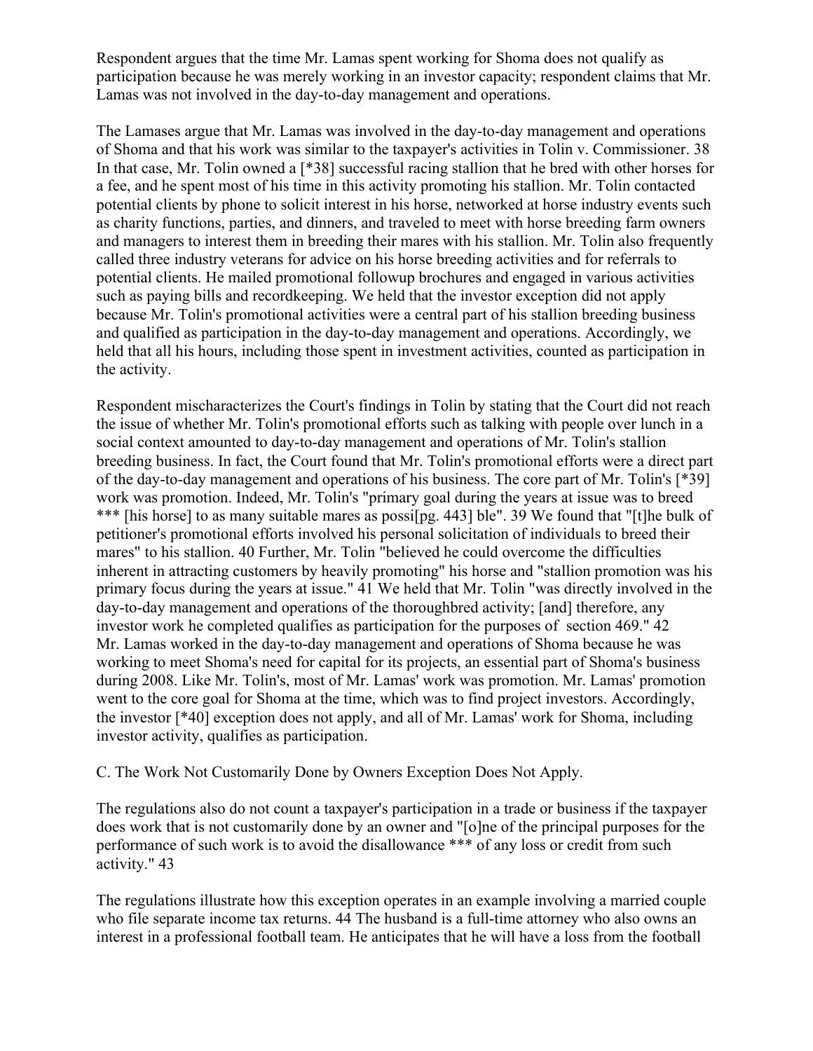Respondent argues that the time Mr. Lamas spent working for Shoma does not qualify as participation because he was merely working in an investor capacity; respondent claims that Mr. Lamas was not involved in the day-to-day management and operations.

The Lamases argue that Mr. Lamas was involved in the day-to-day management and operations of Shoma and that his work was similar to the taxpayer's activities in Tolin v. Commissioner. 38 In that case, Mr. Tolin owned a [*38] successful racing stallion that he bred with other horses for a fee, and he spent most of his time in this activity promoting his stallion. Mr. Tolin contacted potential clients by phone to solicit interest in his horse, networked at horse industry events such as charity functions, parties, and dinners, and traveled to meet with horse breeding farm owners and managers to interest them in breeding their mares with his stallion. Mr. Tolin also frequently called three industry veterans for advice on his horse breeding activities and for referrals to potential clients. He mailed promotional followup brochures and engaged in various activities such as paying bills and recordkeeping. We held that the investor exception did not apply because Mr. Tolin's promotional activities were a central part of his stallion breeding business and qualified as participation in the day-to-day management and operations. Accordingly, we held that all his hours, including those spent in investment activities, counted as participation in the activity.

Respondent mischaracterizes the Court's findings in Tolin by stating that the Court did not reach the issue of whether Mr. Tolin's promotional efforts such as talking with people over lunch in a social context amounted to day-to-day management and operations of Mr. Tolin's stallion breeding business. In fact, the Court found that Mr. Tolin's promotional efforts were a direct part of the day-to-day management and operations of his business. The core part of Mr. Tolin's [*39] work was promotion. Indeed, Mr. Tolin's "primary goal during the years at issue was to breed *** [his horse] to as many suitable mares as possi[pg. 443] ble". 39 We found that "[t]he bulk of petitioner's promotional efforts involved his personal solicitation of individuals to breed their mares" to his stallion. 40 Further, Mr. Tolin "believed he could overcome the difficulties inherent in attracting customers by heavily promoting" his horse and "stallion promotion was his primary focus during the years at issue." 41 We held that Mr. Tolin "was directly involved in the day-to-day management and operations of the thoroughbred activity; [and] therefore, any investor work he completed qualifies as participation for the purposes of section 469." 42 Mr. Lamas worked in the day-to-day management and operations of Shoma because he was working to meet Shoma's need for capital for its projects, an essential part of Shoma's business during 2008. Like Mr. Tolin's, most of Mr. Lamas' work was promotion. Mr. Lamas' promotion went to the core goal for Shoma at the time, which was to find project investors. Accordingly, the investor [*40] exception does not apply, and all of Mr. Lamas' work for Shoma, including investor activity, qualifies as participation.

C. The Work Not Customarily Done by Owners Exception Does Not Apply.

The regulations also do not count a taxpayer's participation in a trade or business if the taxpayer does work that is not customarily done by an owner and "[o]ne of the principal purposes for the performance of such work is to avoid the disallowance *** of any loss or credit from such activity." 43

The regulations illustrate how this exception operates in an example involving a married couple who file separate income tax returns. 44 The husband is a full-time attorney who also owns an interest in a professional football team. He anticipates that he will have a loss from the football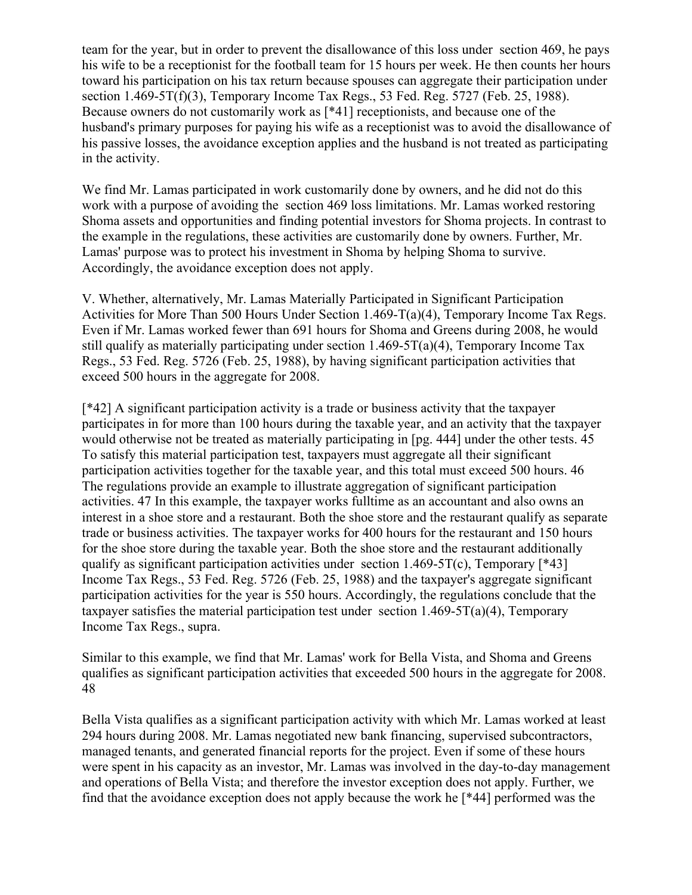team for the year, but in order to prevent the disallowance of this loss under section 469, he pays his wife to be a receptionist for the football team for 15 hours per week. He then counts her hours toward his participation on his tax return because spouses can aggregate their participation under section 1.469-5T(f)(3), Temporary Income Tax Regs., 53 Fed. Reg. 5727 (Feb. 25, 1988). Because owners do not customarily work as [*41] receptionists, and because one of the husband's primary purposes for paying his wife as a receptionist was to avoid the disallowance of his passive losses, the avoidance exception applies and the husband is not treated as participating in the activity.

We find Mr. Lamas participated in work customarily done by owners, and he did not do this work with a purpose of avoiding the section 469 loss limitations. Mr. Lamas worked restoring Shoma assets and opportunities and finding potential investors for Shoma projects. In contrast to the example in the regulations, these activities are customarily done by owners. Further, Mr. Lamas' purpose was to protect his investment in Shoma by helping Shoma to survive. Accordingly, the avoidance exception does not apply.

V. Whether, alternatively, Mr. Lamas Materially Participated in Significant Participation Activities for More Than 500 Hours Under Section 1.469-T(a)(4), Temporary Income Tax Regs.

Even if Mr. Lamas worked fewer than 691 hours for Shoma and Greens during 2008, he would still qualify as materially participating under section 1.469-5T(a)(4), Temporary Income Tax Regs., 53 Fed. Reg. 5726 (Feb. 25, 1988), by having significant participation activities that exceed 500 hours in the aggregate for 2008.

[*42] A significant participation activity is a trade or business activity that the taxpayer participates in for more than 100 hours during the taxable year, and an activity that the taxpayer would otherwise not be treated as materially participating in [pg. 444] under the other tests. 45 To satisfy this material participation test, taxpayers must aggregate all their significant participation activities together for the taxable year, and this total must exceed 500 hours. 46 The regulations provide an example to illustrate aggregation of significant participation activities. 47 In this example, the taxpayer works fulltime as an accountant and also owns an interest in a shoe store and a restaurant. Both the shoe store and the restaurant qualify as separate trade or business activities. The taxpayer works for 400 hours for the restaurant and 150 hours for the shoe store during the taxable year. Both the shoe store and the restaurant additionally qualify as significant participation activities under section 1.469-5T(c), Temporary [*43] Income Tax Regs., 53 Fed. Reg. 5726 (Feb. 25, 1988) and the taxpayer's aggregate significant participation activities for the year is 550 hours. Accordingly, the regulations conclude that the taxpayer satisfies the material participation test under section 1.469-5T(a)(4), Temporary Income Tax Regs., supra.

Similar to this example, we find that Mr. Lamas' work for Bella Vista, and Shoma and Greens qualifies as significant participation activities that exceeded 500 hours in the aggregate for 2008. 48

Bella Vista qualifies as a significant participation activity with which Mr. Lamas worked at least 294 hours during 2008. Mr. Lamas negotiated new bank financing, supervised subcontractors, managed tenants, and generated financial reports for the project. Even if some of these hours were spent in his capacity as an investor, Mr. Lamas was involved in the day-to-day management and operations of Bella Vista; and therefore the investor exception does not apply. Further, we find that the avoidance exception does not apply because the work he [*44] performed was the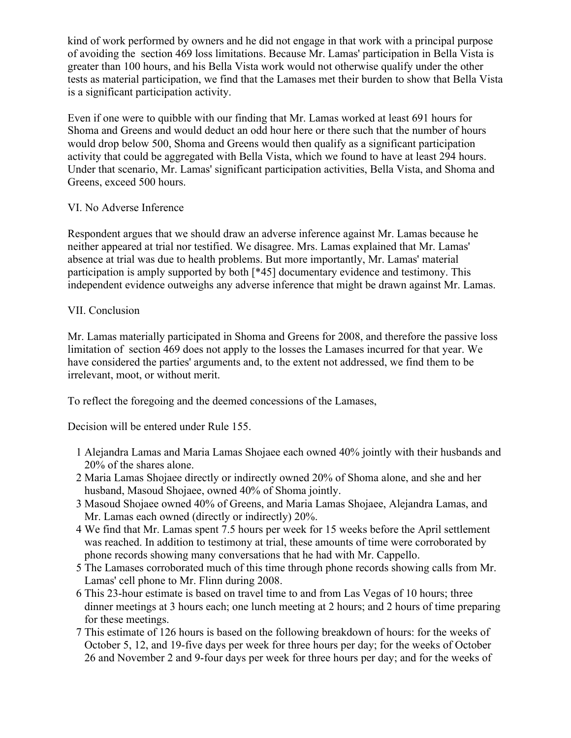kind of work performed by owners and he did not engage in that work with a principal purpose of avoiding the section 469 loss limitations. Because Mr. Lamas' participation in Bella Vista is greater than 100 hours, and his Bella Vista work would not otherwise qualify under the other tests as material participation, we find that the Lamases met their burden to show that Bella Vista is a significant participation activity.

Even if one were to quibble with our finding that Mr. Lamas worked at least 691 hours for Shoma and Greens and would deduct an odd hour here or there such that the number of hours would drop below 500, Shoma and Greens would then qualify as a significant participation activity that could be aggregated with Bella Vista, which we found to have at least 294 hours. Under that scenario, Mr. Lamas' significant participation activities, Bella Vista, and Shoma and Greens, exceed 500 hours.

## VI. No Adverse Inference

Respondent argues that we should draw an adverse inference against Mr. Lamas because he neither appeared at trial nor testified. We disagree. Mrs. Lamas explained that Mr. Lamas' absence at trial was due to health problems. But more importantly, Mr. Lamas' material participation is amply supported by both [*45] documentary evidence and testimony. This independent evidence outweighs any adverse inference that might be drawn against Mr. Lamas.

## VII. Conclusion

Mr. Lamas materially participated in Shoma and Greens for 2008, and therefore the passive loss limitation of section 469 does not apply to the losses the Lamases incurred for that year. We have considered the parties' arguments and, to the extent not addressed, we find them to be irrelevant, moot, or without merit.

To reflect the foregoing and the deemed concessions of the Lamases,

Decision will be entered under Rule 155.

1. Alejandra Lamas and Maria Lamas Shojaee each owned 40% jointly with their husbands and 20% of the shares alone.
2. Maria Lamas Shojaee directly or indirectly owned 20% of Shoma alone, and she and her husband, Masoud Shojaee, owned 40% of Shoma jointly.
3. Masoud Shojaee owned 40% of Greens, and Maria Lamas Shojaee, Alejandra Lamas, and Mr. Lamas each owned (directly or indirectly) 20%.
4. We find that Mr. Lamas spent 7.5 hours per week for 15 weeks before the April settlement was reached. In addition to testimony at trial, these amounts of time were corroborated by phone records showing many conversations that he had with Mr. Cappello.
5. The Lamases corroborated much of this time through phone records showing calls from Mr. Lamas' cell phone to Mr. Flinn during 2008.
6. This 23-hour estimate is based on travel time to and from Las Vegas of 10 hours; three dinner meetings at 3 hours each; one lunch meeting at 2 hours; and 2 hours of time preparing for these meetings.
7. This estimate of 126 hours is based on the following breakdown of hours: for the weeks of October 5, 12, and 19-five days per week for three hours per day; for the weeks of October 26 and November 2 and 9-four days per week for three hours per day; and for the weeks of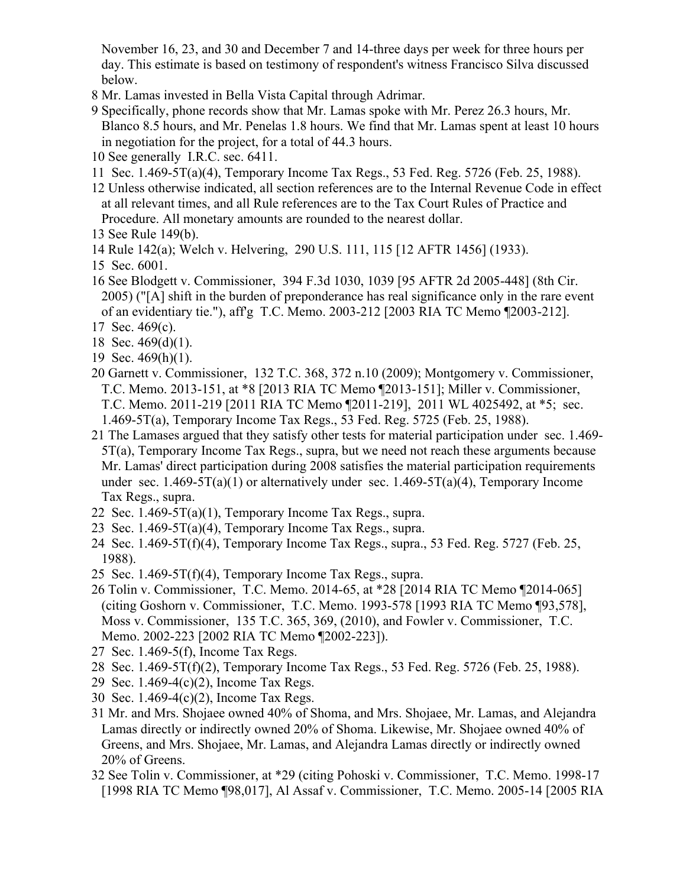November 16, 23, and 30 and December 7 and 14-three days per week for three hours per day. This estimate is based on testimony of respondent's witness Francisco Silva discussed below.

8 Mr. Lamas invested in Bella Vista Capital through Adrimar.

9 Specifically, phone records show that Mr. Lamas spoke with Mr. Perez 26.3 hours, Mr. Blanco 8.5 hours, and Mr. Penelas 1.8 hours. We find that Mr. Lamas spent at least 10 hours in negotiation for the project, for a total of 44.3 hours.

10 See generally I.R.C. sec. 6411.

11 Sec. 1.469-5T(a)(4), Temporary Income Tax Regs., 53 Fed. Reg. 5726 (Feb. 25, 1988).

12 Unless otherwise indicated, all section references are to the Internal Revenue Code in effect at all relevant times, and all Rule references are to the Tax Court Rules of Practice and Procedure. All monetary amounts are rounded to the nearest dollar.

13 See Rule 149(b).

14 Rule 142(a); Welch v. Helvering, 290 U.S. 111, 115 [12 AFTR 1456] (1933).

15 Sec. 6001.

16 See Blodgett v. Commissioner, 394 F.3d 1030, 1039 [95 AFTR 2d 2005-448] (8th Cir. 2005) ("[A] shift in the burden of preponderance has real significance only in the rare event of an evidentiary tie."), aff'g T.C. Memo. 2003-212 [2003 RIA TC Memo ¶2003-212].

17 Sec. 469(c).

18 Sec. 469(d)(1).

19 Sec. 469(h)(1).

20 Garnett v. Commissioner, 132 T.C. 368, 372 n.10 (2009); Montgomery v. Commissioner, T.C. Memo. 2013-151, at *8 [2013 RIA TC Memo ¶2013-151]; Miller v. Commissioner, T.C. Memo. 2011-219 [2011 RIA TC Memo ¶2011-219], 2011 WL 4025492, at *5; sec. 1.469-5T(a), Temporary Income Tax Regs., 53 Fed. Reg. 5725 (Feb. 25, 1988).

21 The Lamases argued that they satisfy other tests for material participation under sec. 1.469-5T(a), Temporary Income Tax Regs., supra, but we need not reach these arguments because Mr. Lamas' direct participation during 2008 satisfies the material participation requirements under sec. 1.469-5T(a)(1) or alternatively under sec. 1.469-5T(a)(4), Temporary Income Tax Regs., supra.

22 Sec. 1.469-5T(a)(1), Temporary Income Tax Regs., supra.

23 Sec. 1.469-5T(a)(4), Temporary Income Tax Regs., supra.

24 Sec. 1.469-5T(f)(4), Temporary Income Tax Regs., supra., 53 Fed. Reg. 5727 (Feb. 25, 1988).

25 Sec. 1.469-5T(f)(4), Temporary Income Tax Regs., supra.

26 Tolin v. Commissioner, T.C. Memo. 2014-65, at *28 [2014 RIA TC Memo ¶2014-065] (citing Goshorn v. Commissioner, T.C. Memo. 1993-578 [1993 RIA TC Memo ¶93,578], Moss v. Commissioner, 135 T.C. 365, 369, (2010), and Fowler v. Commissioner, T.C. Memo. 2002-223 [2002 RIA TC Memo ¶2002-223]).

27 Sec. 1.469-5(f), Income Tax Regs.

28 Sec. 1.469-5T(f)(2), Temporary Income Tax Regs., 53 Fed. Reg. 5726 (Feb. 25, 1988).

29 Sec. 1.469-4(c)(2), Income Tax Regs.

30 Sec. 1.469-4(c)(2), Income Tax Regs.

31 Mr. and Mrs. Shojaee owned 40% of Shoma, and Mrs. Shojaee, Mr. Lamas, and Alejandra Lamas directly or indirectly owned 20% of Shoma. Likewise, Mr. Shojaee owned 40% of Greens, and Mrs. Shojaee, Mr. Lamas, and Alejandra Lamas directly or indirectly owned 20% of Greens.

32 See Tolin v. Commissioner, at *29 (citing Pohoski v. Commissioner, T.C. Memo. 1998-17 [1998 RIA TC Memo ¶98,017], Al Assaf v. Commissioner, T.C. Memo. 2005-14 [2005 RIA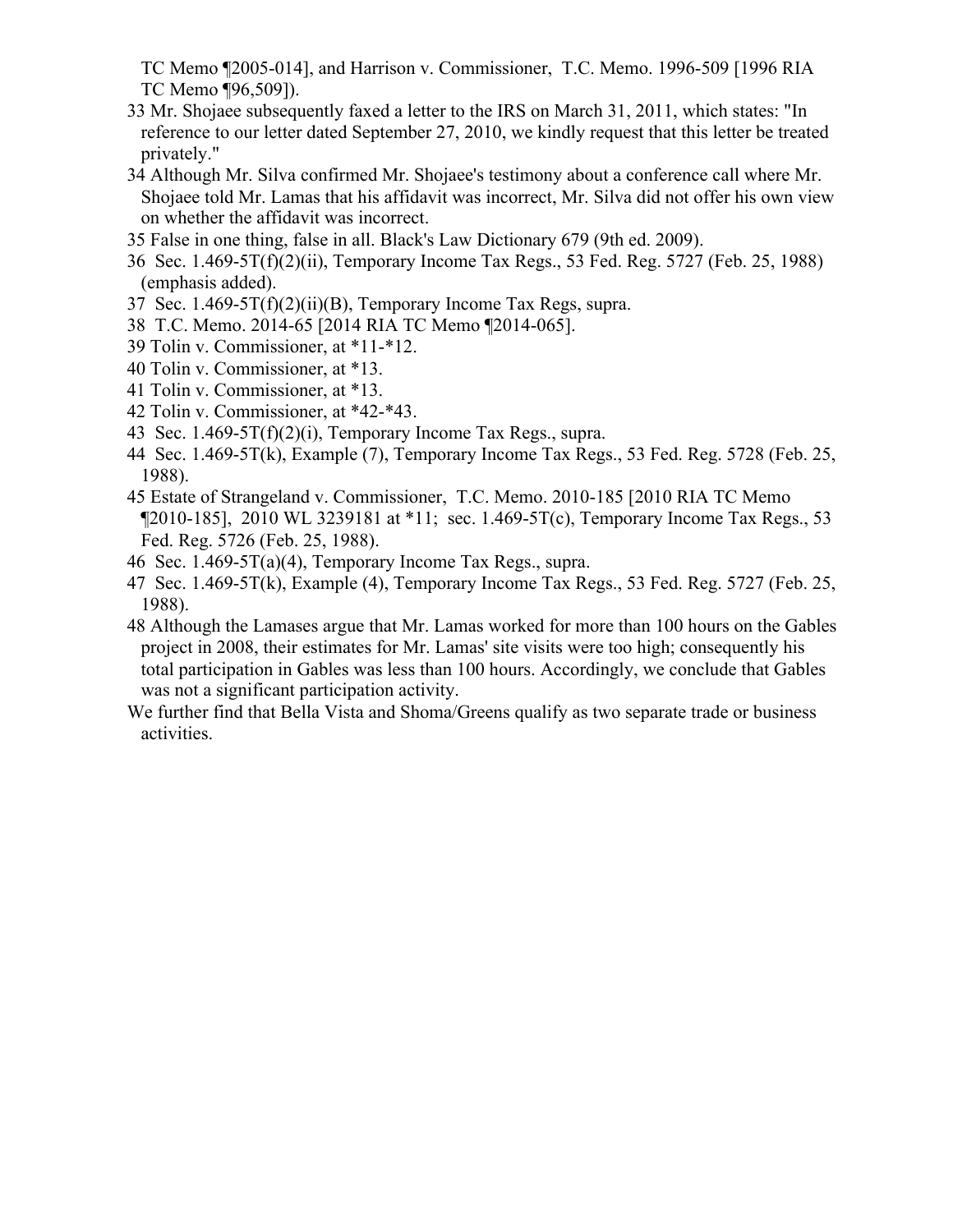TC Memo ¶2005-014], and Harrison v. Commissioner, T.C. Memo. 1996-509 [1996 RIA TC Memo ¶96,509]).

33 Mr. Shojaee subsequently faxed a letter to the IRS on March 31, 2011, which states: "In reference to our letter dated September 27, 2010, we kindly request that this letter be treated privately."

34 Although Mr. Silva confirmed Mr. Shojaee's testimony about a conference call where Mr. Shojaee told Mr. Lamas that his affidavit was incorrect, Mr. Silva did not offer his own view on whether the affidavit was incorrect.

35 False in one thing, false in all. Black's Law Dictionary 679 (9th ed. 2009).

36 Sec. 1.469-5T(f)(2)(ii), Temporary Income Tax Regs., 53 Fed. Reg. 5727 (Feb. 25, 1988) (emphasis added).

37 Sec. 1.469-5T(f)(2)(ii)(B), Temporary Income Tax Regs, supra.

38 T.C. Memo. 2014-65 [2014 RIA TC Memo ¶2014-065].

39 Tolin v. Commissioner, at *11-*12.

40 Tolin v. Commissioner, at *13.

41 Tolin v. Commissioner, at *13.

42 Tolin v. Commissioner, at *42-*43.

43 Sec. 1.469-5T(f)(2)(i), Temporary Income Tax Regs., supra.

44 Sec. 1.469-5T(k), Example (7), Temporary Income Tax Regs., 53 Fed. Reg. 5728 (Feb. 25, 1988).

45 Estate of Strangeland v. Commissioner, T.C. Memo. 2010-185 [2010 RIA TC Memo ¶2010-185], 2010 WL 3239181 at *11; sec. 1.469-5T(c), Temporary Income Tax Regs., 53 Fed. Reg. 5726 (Feb. 25, 1988).

46 Sec. 1.469-5T(a)(4), Temporary Income Tax Regs., supra.

47 Sec. 1.469-5T(k), Example (4), Temporary Income Tax Regs., 53 Fed. Reg. 5727 (Feb. 25, 1988).

48 Although the Lamases argue that Mr. Lamas worked for more than 100 hours on the Gables project in 2008, their estimates for Mr. Lamas' site visits were too high; consequently his total participation in Gables was less than 100 hours. Accordingly, we conclude that Gables was not a significant participation activity.

We further find that Bella Vista and Shoma/Greens qualify as two separate trade or business activities.